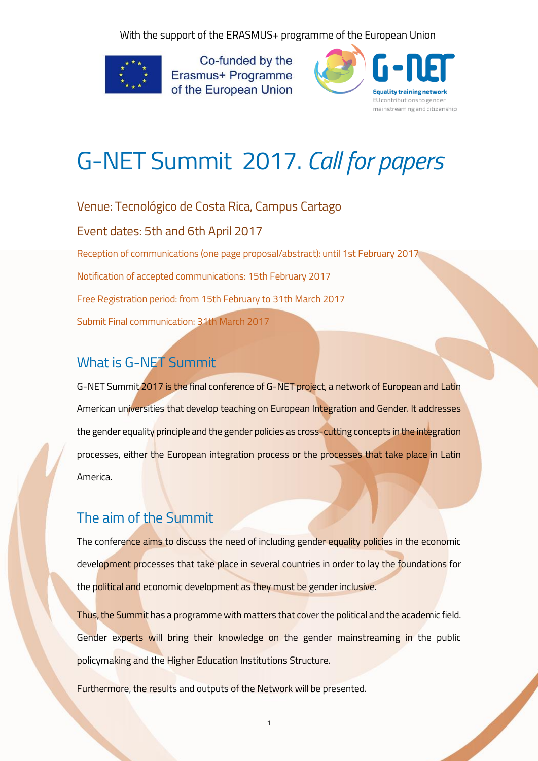With the support of the ERASMUS+ programme of the European Union

Co-funded by the Erasmus+ Programme of the European Union

G-NET Equality training network EU contributions to gender mainstreaming and citizenship

# G-NET Summit 2017. *Call for papers*

Venue: Tecnológico de Costa Rica, Campus Cartago

Event dates: 5th and 6th April 2017

Reception of communications (one page proposal/abstract): until 1st February 2017

Notification of accepted communications: 15th February 2017

Free Registration period: from 15th February to 31th March 2017

Submit Final communication: 31th March 2017

## What is G-NET Summit

G-NET Summit 2017 is the final conference of G-NET project, a network of European and Latin American universities that develop teaching on European Integration and Gender. It addresses the gender equality principle and the gender policies as cross-cutting concepts in the integration processes, either the European integration process or the processes that take place in Latin America.

## The aim of the Summit

The conference aims to discuss the need of including gender equality policies in the economic development processes that take place in several countries in order to lay the foundations for the political and economic development as they must be gender inclusive.

Thus, the Summit has a programme with matters that cover the political and the academic field. Gender experts will bring their knowledge on the gender mainstreaming in the public policymaking and the Higher Education Institutions Structure.

Furthermore, the results and outputs of the Network will be presented.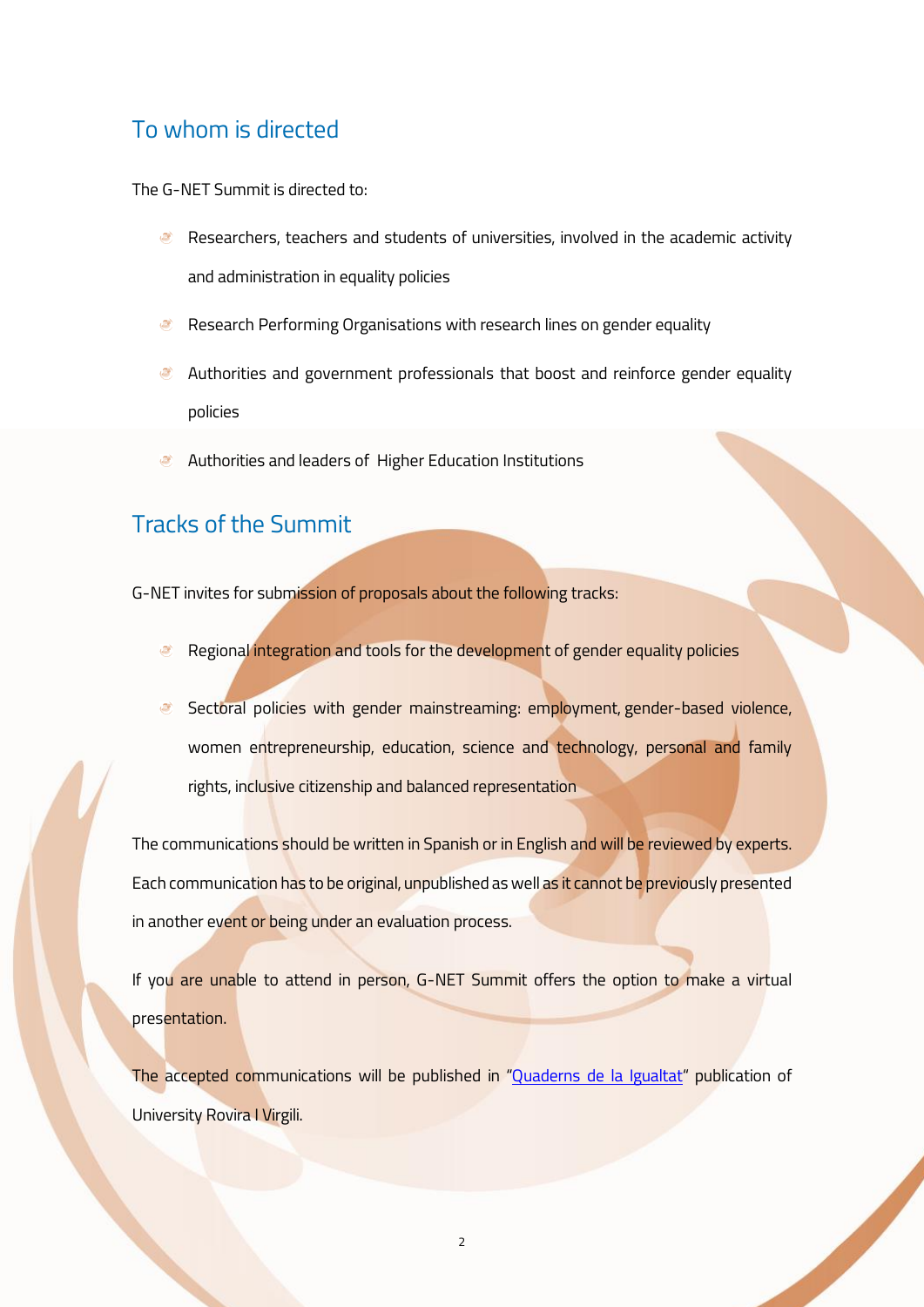## To whom is directed

The G-NET Summit is directed to:

- Researchers, teachers and students of universities, involved in the academic activity and administration in equality policies
- Research Performing Organisations with research lines on gender equality
- Authorities and government professionals that boost and reinforce gender equality policies
- Authorities and leaders of Higher Education Institutions

## Tracks of the Summit

G-NET invites for submission of proposals about the following tracks:

- Regional integration and tools for the development of gender equality policies
- Sectoral policies with gender mainstreaming: employment, gender-based violence, women entrepreneurship, education, science and technology, personal and family rights, inclusive citizenship and balanced representation

The communications should be written in Spanish or in English and will be reviewed by experts. Each communication has to be original, unpublished as well as it cannot be previously presented in another event or being under an evaluation process.

If you are unable to attend in person, G-NET Summit offers the option to make a virtual presentation.

The accepted communications will be published in "Quaderns de la Igualtat" publication of University Rovira I Virgili.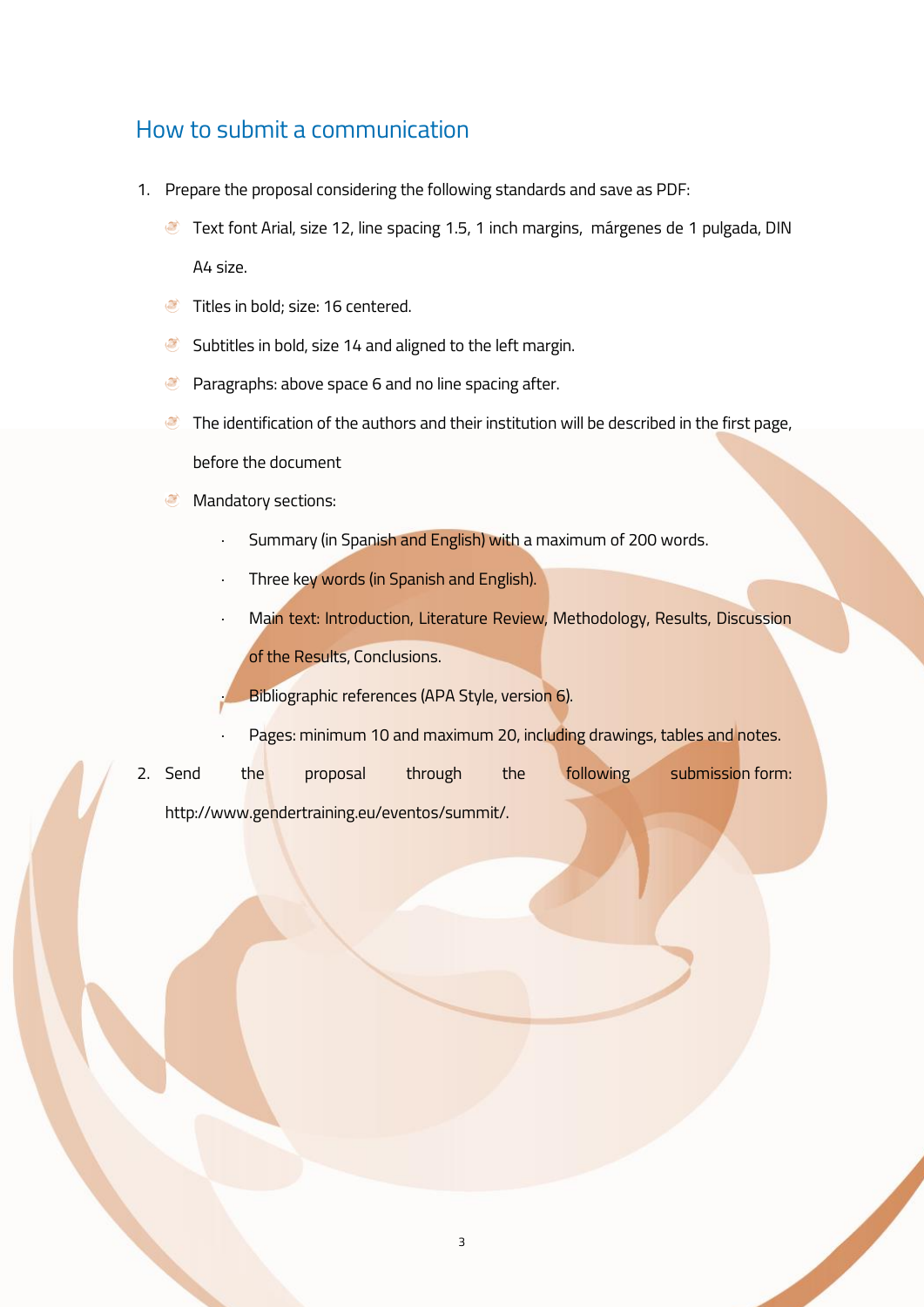## How to submit a communication

1. Prepare the proposal considering the following standards and save as PDF:
   - Text font Arial, size 12, line spacing 1.5, 1 inch margins, márgenes de 1 pulgada, DIN A4 size.
   - Titles in bold; size: 16 centered.
   - Subtitles in bold, size 14 and aligned to the left margin.
   - Paragraphs: above space 6 and no line spacing after.
   - The identification of the authors and their institution will be described in the first page, before the document
   - Mandatory sections:
     - Summary (in Spanish and English) with a maximum of 200 words.
     - Three key words (in Spanish and English).
     - Main text: Introduction, Literature Review, Methodology, Results, Discussion of the Results, Conclusions.
     - Bibliographic references (APA Style, version 6).
     - Pages: minimum 10 and maximum 20, including drawings, tables and notes.
2. Send the proposal through the following submission form: http://www.gendertraining.eu/eventos/summit/.